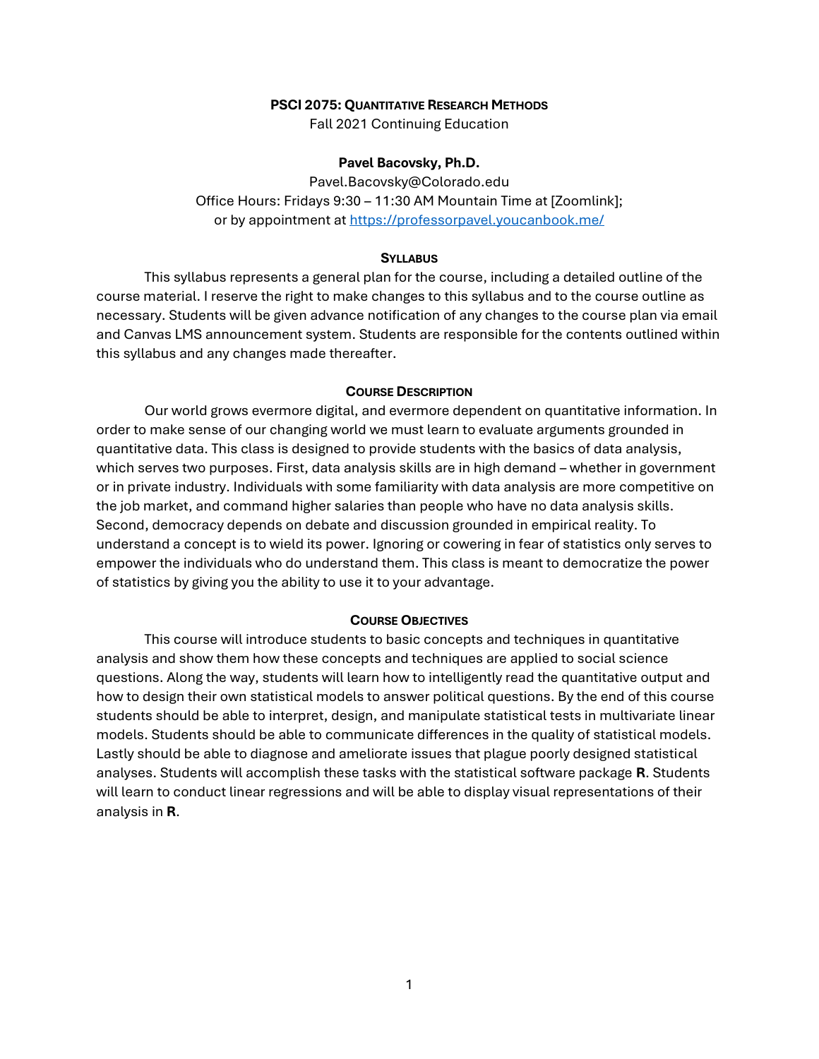**PSCI 2075: QUANTITATIVE RESEARCH METHODS**

Fall 2021 Continuing Education

**Pavel Bacovsky, Ph.D.**

Pavel.Bacovsky@Colorado.edu

Office Hours: Fridays 9:30 – 11:30 AM Mountain Time at [Zoomlink];
or by appointment at https://professorpavel.youcanbook.me/

## SYLLABUS

This syllabus represents a general plan for the course, including a detailed outline of the course material. I reserve the right to make changes to this syllabus and to the course outline as necessary. Students will be given advance notification of any changes to the course plan via email and Canvas LMS announcement system. Students are responsible for the contents outlined within this syllabus and any changes made thereafter.

## COURSE DESCRIPTION

Our world grows evermore digital, and evermore dependent on quantitative information. In order to make sense of our changing world we must learn to evaluate arguments grounded in quantitative data. This class is designed to provide students with the basics of data analysis, which serves two purposes. First, data analysis skills are in high demand – whether in government or in private industry. Individuals with some familiarity with data analysis are more competitive on the job market, and command higher salaries than people who have no data analysis skills. Second, democracy depends on debate and discussion grounded in empirical reality. To understand a concept is to wield its power. Ignoring or cowering in fear of statistics only serves to empower the individuals who do understand them. This class is meant to democratize the power of statistics by giving you the ability to use it to your advantage.

## COURSE OBJECTIVES

This course will introduce students to basic concepts and techniques in quantitative analysis and show them how these concepts and techniques are applied to social science questions. Along the way, students will learn how to intelligently read the quantitative output and how to design their own statistical models to answer political questions. By the end of this course students should be able to interpret, design, and manipulate statistical tests in multivariate linear models. Students should be able to communicate differences in the quality of statistical models. Lastly should be able to diagnose and ameliorate issues that plague poorly designed statistical analyses. Students will accomplish these tasks with the statistical software package **R**. Students will learn to conduct linear regressions and will be able to display visual representations of their analysis in **R**.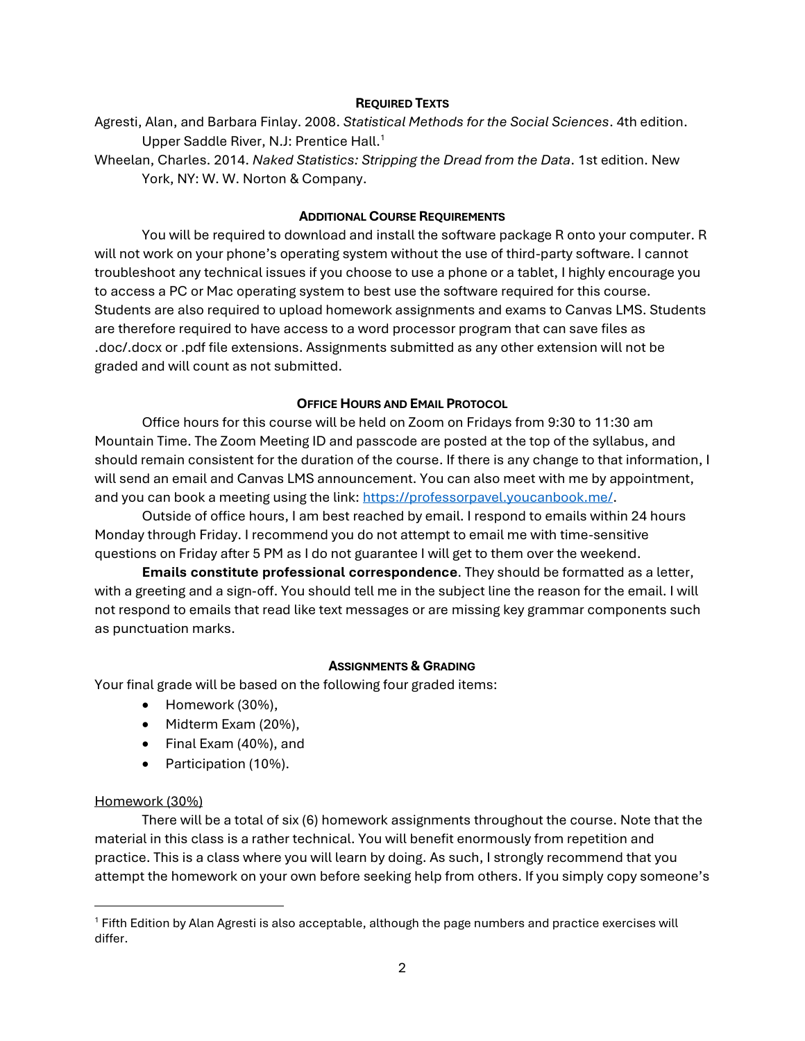### Required Texts

Agresti, Alan, and Barbara Finlay. 2008. *Statistical Methods for the Social Sciences*. 4th edition. Upper Saddle River, N.J: Prentice Hall.[1]

Wheelan, Charles. 2014. *Naked Statistics: Stripping the Dread from the Data*. 1st edition. New York, NY: W. W. Norton & Company.

### Additional Course Requirements

You will be required to download and install the software package R onto your computer. R will not work on your phone's operating system without the use of third-party software. I cannot troubleshoot any technical issues if you choose to use a phone or a tablet, I highly encourage you to access a PC or Mac operating system to best use the software required for this course. Students are also required to upload homework assignments and exams to Canvas LMS. Students are therefore required to have access to a word processor program that can save files as .doc/.docx or .pdf file extensions. Assignments submitted as any other extension will not be graded and will count as not submitted.

### Office Hours and Email Protocol

Office hours for this course will be held on Zoom on Fridays from 9:30 to 11:30 am Mountain Time. The Zoom Meeting ID and passcode are posted at the top of the syllabus, and should remain consistent for the duration of the course. If there is any change to that information, I will send an email and Canvas LMS announcement. You can also meet with me by appointment, and you can book a meeting using the link: [https://professorpavel.youcanbook.me/](https://professorpavel.youcanbook.me/).

Outside of office hours, I am best reached by email. I respond to emails within 24 hours Monday through Friday. I recommend you do not attempt to email me with time-sensitive questions on Friday after 5 PM as I do not guarantee I will get to them over the weekend.

**Emails constitute professional correspondence**. They should be formatted as a letter, with a greeting and a sign-off. You should tell me in the subject line the reason for the email. I will not respond to emails that read like text messages or are missing key grammar components such as punctuation marks.

### Assignments & Grading

Your final grade will be based on the following four graded items:

- Homework (30%),
- Midterm Exam (20%),
- Final Exam (40%), and
- Participation (10%).

Homework (30%)

There will be a total of six (6) homework assignments throughout the course. Note that the material in this class is a rather technical. You will benefit enormously from repetition and practice. This is a class where you will learn by doing. As such, I strongly recommend that you attempt the homework on your own before seeking help from others. If you simply copy someone's

---

[1] Fifth Edition by Alan Agresti is also acceptable, although the page numbers and practice exercises will differ.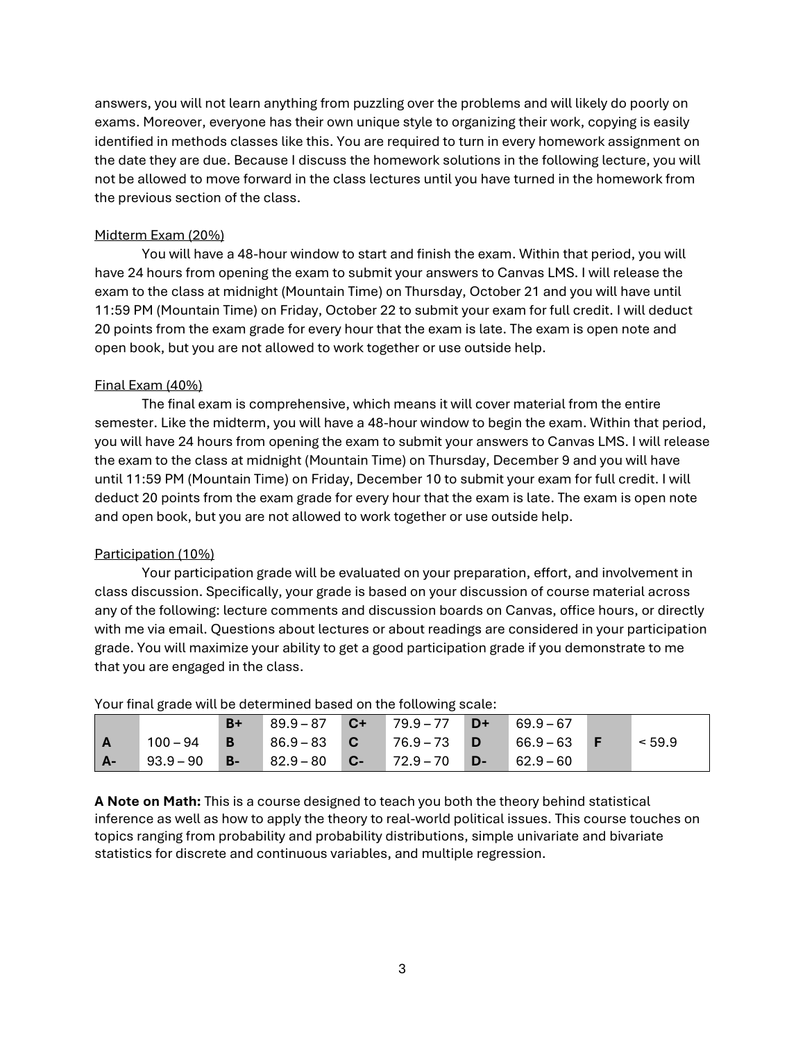answers, you will not learn anything from puzzling over the problems and will likely do poorly on exams. Moreover, everyone has their own unique style to organizing their work, copying is easily identified in methods classes like this. You are required to turn in every homework assignment on the date they are due. Because I discuss the homework solutions in the following lecture, you will not be allowed to move forward in the class lectures until you have turned in the homework from the previous section of the class.

<u>Midterm Exam (20%)</u>

You will have a 48-hour window to start and finish the exam. Within that period, you will have 24 hours from opening the exam to submit your answers to Canvas LMS. I will release the exam to the class at midnight (Mountain Time) on Thursday, October 21 and you will have until 11:59 PM (Mountain Time) on Friday, October 22 to submit your exam for full credit. I will deduct 20 points from the exam grade for every hour that the exam is late. The exam is open note and open book, but you are not allowed to work together or use outside help.

<u>Final Exam (40%)</u>

The final exam is comprehensive, which means it will cover material from the entire semester. Like the midterm, you will have a 48-hour window to begin the exam. Within that period, you will have 24 hours from opening the exam to submit your answers to Canvas LMS. I will release the exam to the class at midnight (Mountain Time) on Thursday, December 9 and you will have until 11:59 PM (Mountain Time) on Friday, December 10 to submit your exam for full credit. I will deduct 20 points from the exam grade for every hour that the exam is late. The exam is open note and open book, but you are not allowed to work together or use outside help.

<u>Participation (10%)</u>

Your participation grade will be evaluated on your preparation, effort, and involvement in class discussion. Specifically, your grade is based on your discussion of course material across any of the following: lecture comments and discussion boards on Canvas, office hours, or directly with me via email. Questions about lectures or about readings are considered in your participation grade. You will maximize your ability to get a good participation grade if you demonstrate to me that you are engaged in the class.

Your final grade will be determined based on the following scale:

| | | | | | | | | | |
|---|---|---|---|---|---|---|---|---|---|
| | | **B+** | 89.9 – 87 | **C+** | 79.9 – 77 | **D+** | 69.9 – 67 | | |
| **A** | 100 – 94 | **B** | 86.9 – 83 | **C** | 76.9 – 73 | **D** | 66.9 – 63 | **F** | < 59.9 |
| **A-** | 93.9 – 90 | **B-** | 82.9 – 80 | **C-** | 72.9 – 70 | **D-** | 62.9 – 60 | | |

**A Note on Math:** This is a course designed to teach you both the theory behind statistical inference as well as how to apply the theory to real-world political issues. This course touches on topics ranging from probability and probability distributions, simple univariate and bivariate statistics for discrete and continuous variables, and multiple regression.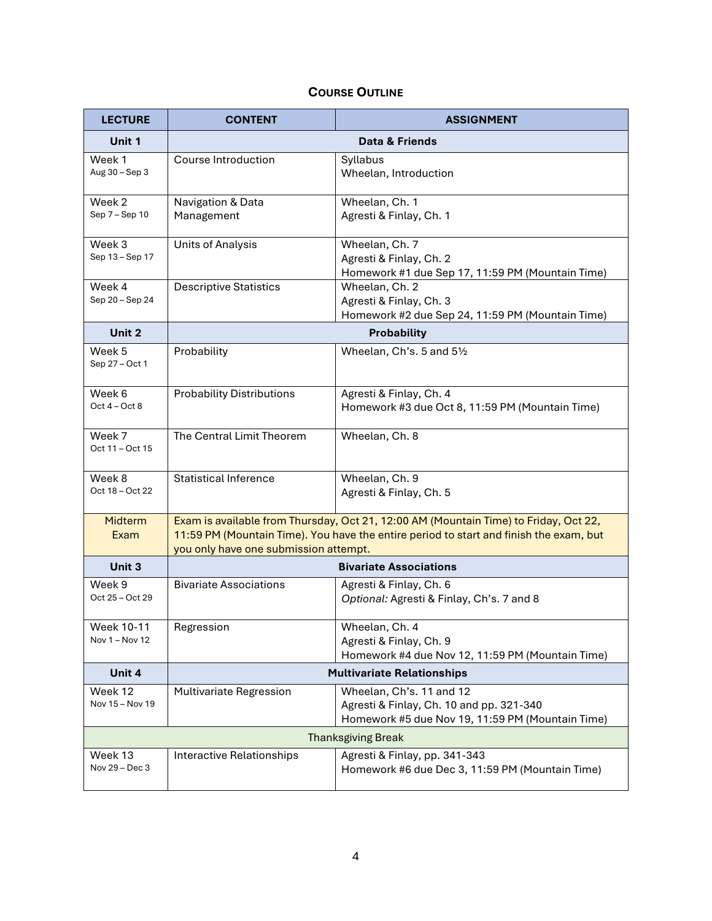### Course Outline

| LECTURE | CONTENT | ASSIGNMENT |
|---|---|---|
| **Unit 1** | **Data & Friends** | |
| Week 1<br>Aug 30 – Sep 3 | Course Introduction | Syllabus<br>Wheelan, Introduction |
| Week 2<br>Sep 7 – Sep 10 | Navigation & Data Management | Wheelan, Ch. 1<br>Agresti & Finlay, Ch. 1 |
| Week 3<br>Sep 13 – Sep 17 | Units of Analysis | Wheelan, Ch. 7<br>Agresti & Finlay, Ch. 2<br>Homework #1 due Sep 17, 11:59 PM (Mountain Time) |
| Week 4<br>Sep 20 – Sep 24 | Descriptive Statistics | Wheelan, Ch. 2<br>Agresti & Finlay, Ch. 3<br>Homework #2 due Sep 24, 11:59 PM (Mountain Time) |
| **Unit 2** | **Probability** | |
| Week 5<br>Sep 27 – Oct 1 | Probability | Wheelan, Ch's. 5 and 5½ |
| Week 6<br>Oct 4 – Oct 8 | Probability Distributions | Agresti & Finlay, Ch. 4<br>Homework #3 due Oct 8, 11:59 PM (Mountain Time) |
| Week 7<br>Oct 11 – Oct 15 | The Central Limit Theorem | Wheelan, Ch. 8 |
| Week 8<br>Oct 18 – Oct 22 | Statistical Inference | Wheelan, Ch. 9<br>Agresti & Finlay, Ch. 5 |
| Midterm Exam | Exam is available from Thursday, Oct 21, 12:00 AM (Mountain Time) to Friday, Oct 22, 11:59 PM (Mountain Time). You have the entire period to start and finish the exam, but you only have one submission attempt. | |
| **Unit 3** | **Bivariate Associations** | |
| Week 9<br>Oct 25 – Oct 29 | Bivariate Associations | Agresti & Finlay, Ch. 6<br>*Optional:* Agresti & Finlay, Ch's. 7 and 8 |
| Week 10-11<br>Nov 1 – Nov 12 | Regression | Wheelan, Ch. 4<br>Agresti & Finlay, Ch. 9<br>Homework #4 due Nov 12, 11:59 PM (Mountain Time) |
| **Unit 4** | **Multivariate Relationships** | |
| Week 12<br>Nov 15 – Nov 19 | Multivariate Regression | Wheelan, Ch's. 11 and 12<br>Agresti & Finlay, Ch. 10 and pp. 321-340<br>Homework #5 due Nov 19, 11:59 PM (Mountain Time) |
| Thanksgiving Break | | |
| Week 13<br>Nov 29 – Dec 3 | Interactive Relationships | Agresti & Finlay, pp. 341-343<br>Homework #6 due Dec 3, 11:59 PM (Mountain Time) |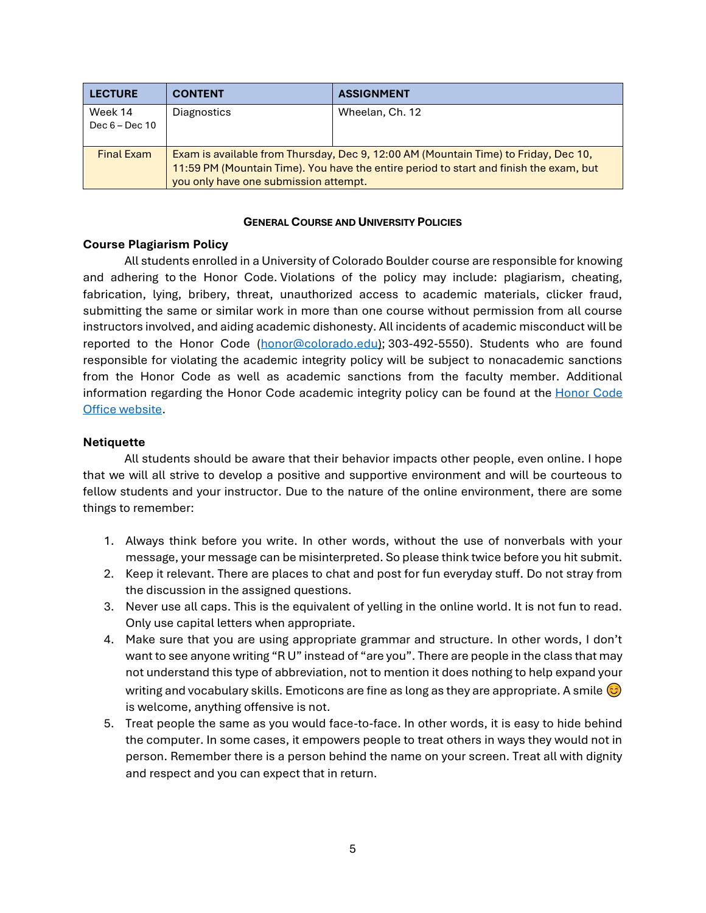| LECTURE | CONTENT | ASSIGNMENT |
| --- | --- | --- |
| Week 14<br>Dec 6 – Dec 10 | Diagnostics | Wheelan, Ch. 12 |
| Final Exam | Exam is available from Thursday, Dec 9, 12:00 AM (Mountain Time) to Friday, Dec 10, 11:59 PM (Mountain Time). You have the entire period to start and finish the exam, but you only have one submission attempt. | |

## GENERAL COURSE AND UNIVERSITY POLICIES

### Course Plagiarism Policy

All students enrolled in a University of Colorado Boulder course are responsible for knowing and adhering to the Honor Code. Violations of the policy may include: plagiarism, cheating, fabrication, lying, bribery, threat, unauthorized access to academic materials, clicker fraud, submitting the same or similar work in more than one course without permission from all course instructors involved, and aiding academic dishonesty. All incidents of academic misconduct will be reported to the Honor Code (honor@colorado.edu); 303-492-5550). Students who are found responsible for violating the academic integrity policy will be subject to nonacademic sanctions from the Honor Code as well as academic sanctions from the faculty member. Additional information regarding the Honor Code academic integrity policy can be found at the Honor Code Office website.

### Netiquette

All students should be aware that their behavior impacts other people, even online. I hope that we will all strive to develop a positive and supportive environment and will be courteous to fellow students and your instructor. Due to the nature of the online environment, there are some things to remember:

1. Always think before you write. In other words, without the use of nonverbals with your message, your message can be misinterpreted. So please think twice before you hit submit.
2. Keep it relevant. There are places to chat and post for fun everyday stuff. Do not stray from the discussion in the assigned questions.
3. Never use all caps. This is the equivalent of yelling in the online world. It is not fun to read. Only use capital letters when appropriate.
4. Make sure that you are using appropriate grammar and structure. In other words, I don't want to see anyone writing "R U" instead of "are you". There are people in the class that may not understand this type of abbreviation, not to mention it does nothing to help expand your writing and vocabulary skills. Emoticons are fine as long as they are appropriate. A smile 😊 is welcome, anything offensive is not.
5. Treat people the same as you would face-to-face. In other words, it is easy to hide behind the computer. In some cases, it empowers people to treat others in ways they would not in person. Remember there is a person behind the name on your screen. Treat all with dignity and respect and you can expect that in return.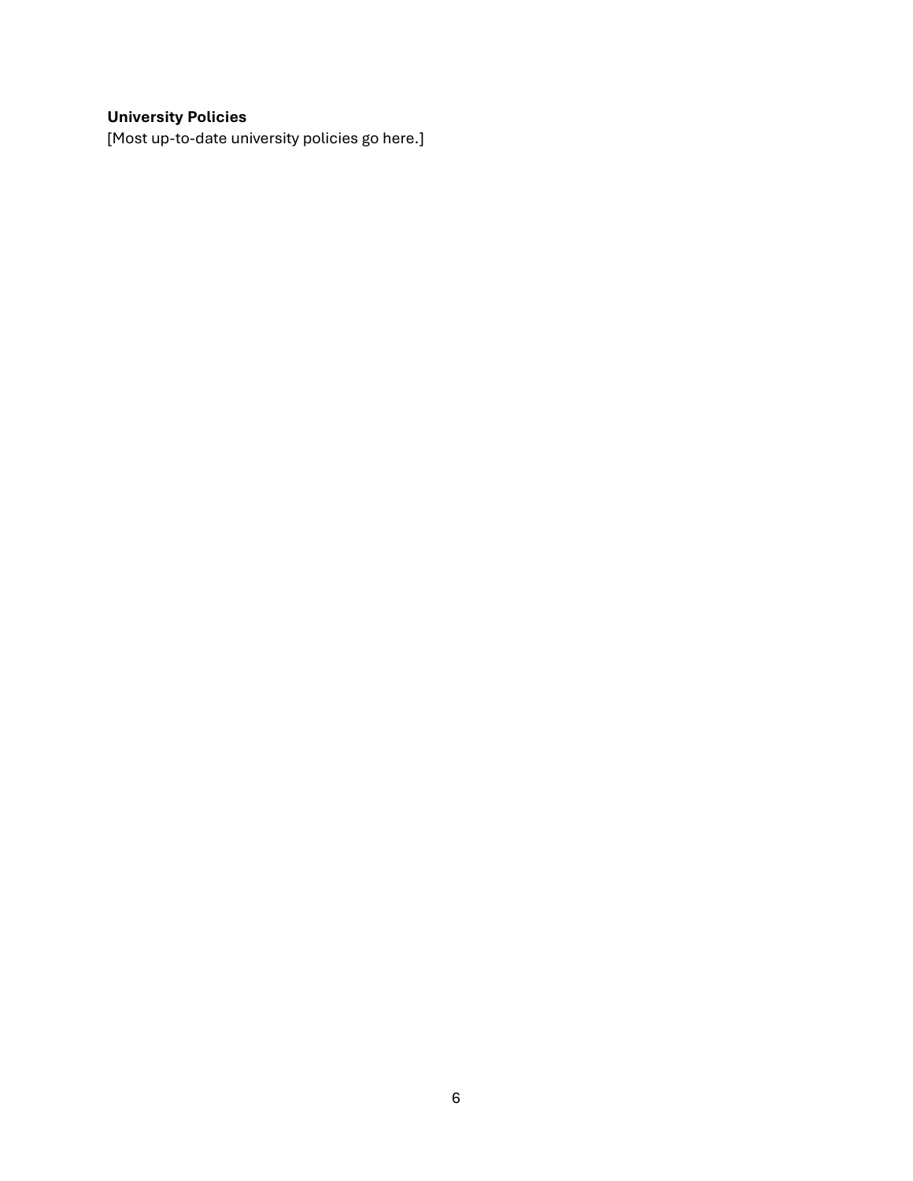**University Policies**
[Most up-to-date university policies go here.]